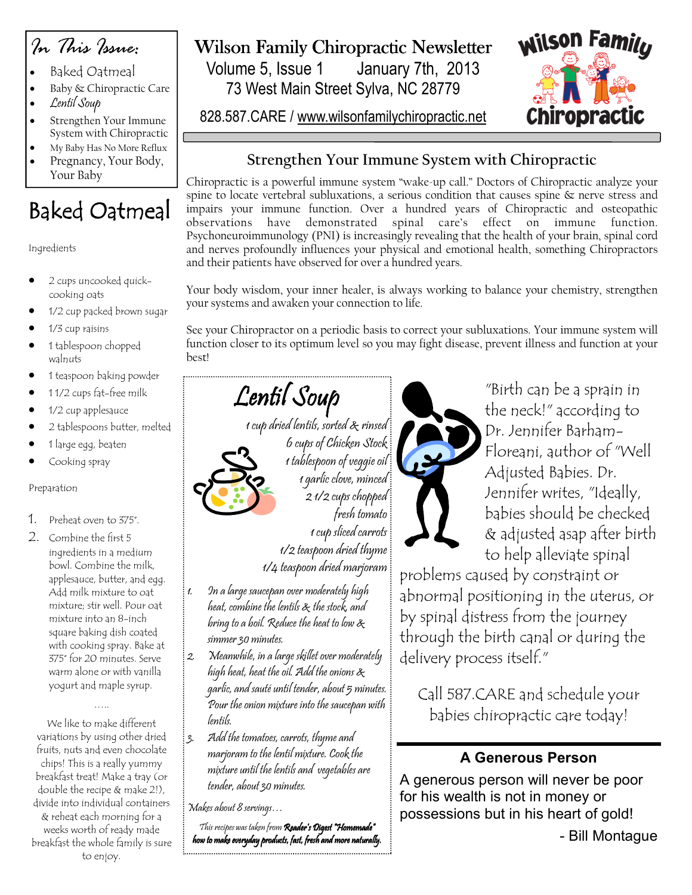# Wilson Family Chiropractic Newsletter

Volume 5, Issue 1 January 7th, 2013

73 West Main Street Sylva, NC 28779

828.587.CARE / www.wilsonfamilychiropractic.net

Wilson Family Chiropractic

## In This Issue:

- Baked Oatmeal
- Baby & Chiropractic Care
- Lentil Soup
- Strengthen Your Immune System with Chiropractic
- My Baby Has No More Reflux
- Pregnancy, Your Body, Your Baby

## Strengthen Your Immune System with Chiropractic

Chiropractic is a powerful immune system "wake-up call." Doctors of Chiropractic analyze your spine to locate vertebral subluxations, a serious condition that causes spine & nerve stress and impairs your immune function. Over a hundred years of Chiropractic and osteopathic observations have demonstrated spinal care's effect on immune function. Psychoneuroimmunology (PNI) is increasingly revealing that the health of your brain, spinal cord and nerves profoundly influences your physical and emotional health, something Chiropractors and their patients have observed for over a hundred years.

Your body wisdom, your inner healer, is always working to balance your chemistry, strengthen your systems and awaken your connection to life.

See your Chiropractor on a periodic basis to correct your subluxations. Your immune system will function closer to its optimum level so you may fight disease, prevent illness and function at your best!

## Baked Oatmeal

Ingredients

- 2 cups uncooked quick-cooking oats
- 1/2 cup packed brown sugar
- 1/3 cup raisins
- 1 tablespoon chopped walnuts
- 1 teaspoon baking powder
- 1 1/2 cups fat-free milk
- 1/2 cup applesauce
- 2 tablespoons butter, melted
- 1 large egg, beaten
- Cooking spray

Preparation

1. Preheat oven to 375°.
2. Combine the first 5 ingredients in a medium bowl. Combine the milk, applesauce, butter, and egg. Add milk mixture to oat mixture; stir well. Pour oat mixture into an 8-inch square baking dish coated with cooking spray. Bake at 375° for 20 minutes. Serve warm alone or with vanilla yogurt and maple syrup.

.....

We like to make different variations by using other dried fruits, nuts and even chocolate chips! This is a really yummy breakfast treat! Make a tray (or double the recipe & make 2!), divide into individual containers & reheat each morning for a weeks worth of ready made breakfast the whole family is sure to enjoy.

## Lentil Soup

1 cup dried lentils, sorted & rinsed
6 cups of Chicken Stock
1 tablespoon of veggie oil
1 garlic clove, minced
2 1/2 cups chopped fresh tomato
1 cup sliced carrots
1/2 teaspoon dried thyme
1/4 teaspoon dried marjoram

1. In a large saucepan over moderately high heat, combine the lentils & the stock, and bring to a boil. Reduce the heat to low & simmer 30 minutes.
2. Meanwhile, in a large skillet over moderately high heat, heat the oil. Add the onions & garlic, and sauté until tender, about 5 minutes. Pour the onion mixture into the saucepan with lentils.
3. Add the tomatoes, carrots, thyme and marjoram to the lentil mixture. Cook the mixture until the lentils and vegetables are tender, about 30 minutes.

Makes about 8 servings...

This recipes was taken from **Reader's Digest "Homemade" how to make everyday products, fast, fresh and more naturally.**

"Birth can be a sprain in the neck!" according to Dr. Jennifer Barham-Floreani, author of "Well Adjusted Babies. Dr. Jennifer writes, "Ideally, babies should be checked & adjusted asap after birth to help alleviate spinal problems caused by constraint or abnormal positioning in the uterus, or by spinal distress from the journey through the birth canal or during the delivery process itself."

Call 587.CARE and schedule your babies chiropractic care today!

### A Generous Person

A generous person will never be poor for his wealth is not in money or possessions but in his heart of gold!

- Bill Montague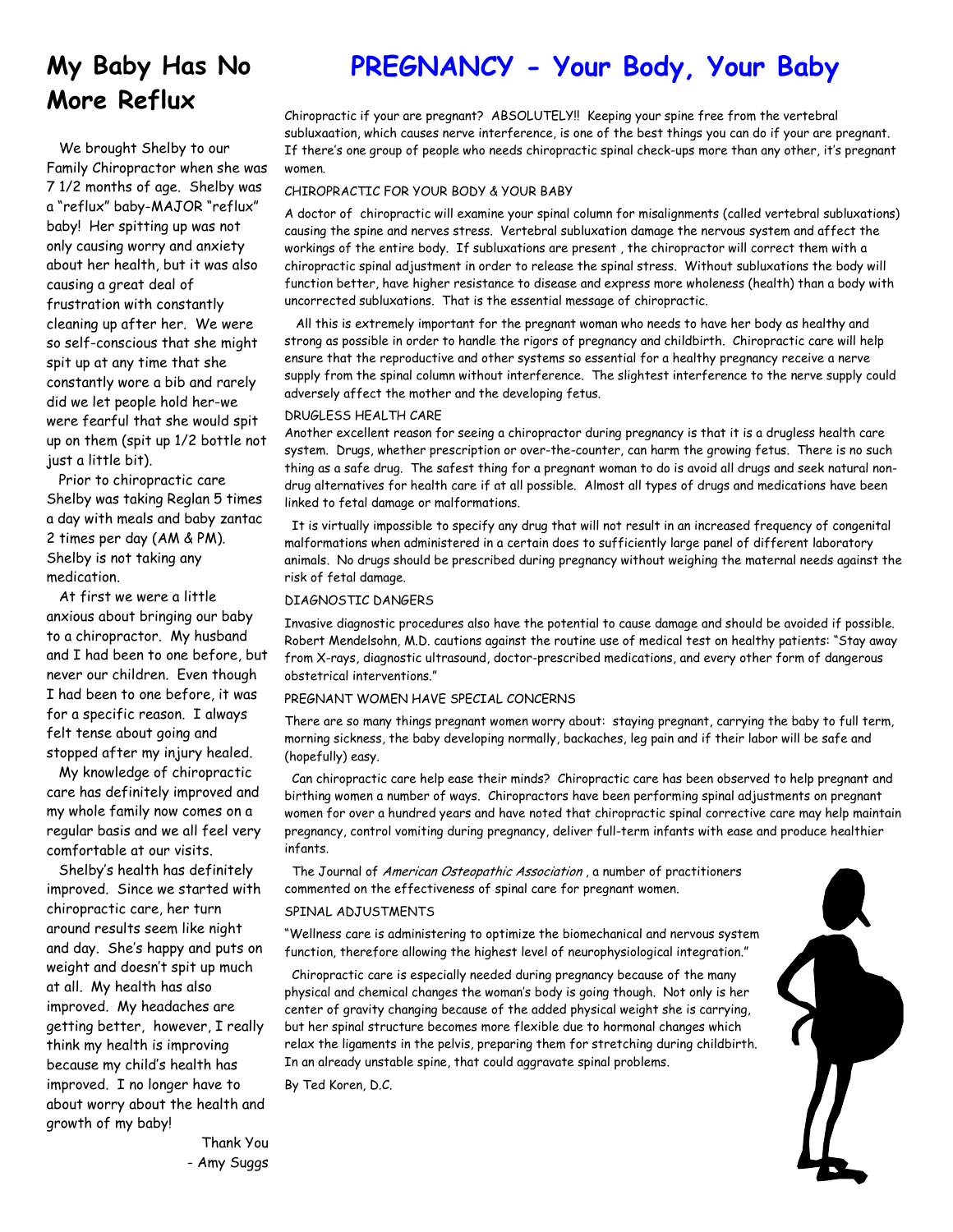# My Baby Has No More Reflux

We brought Shelby to our Family Chiropractor when she was 7 1/2 months of age. Shelby was a "reflux" baby-MAJOR "reflux" baby! Her spitting up was not only causing worry and anxiety about her health, but it was also causing a great deal of frustration with constantly cleaning up after her. We were so self-conscious that she might spit up at any time that she constantly wore a bib and rarely did we let people hold her-we were fearful that she would spit up on them (spit up 1/2 bottle not just a little bit).

Prior to chiropractic care Shelby was taking Reglan 5 times a day with meals and baby zantac 2 times per day (AM & PM). Shelby is not taking any medication.

At first we were a little anxious about bringing our baby to a chiropractor. My husband and I had been to one before, but never our children. Even though I had been to one before, it was for a specific reason. I always felt tense about going and stopped after my injury healed.

My knowledge of chiropractic care has definitely improved and my whole family now comes on a regular basis and we all feel very comfortable at our visits.

Shelby's health has definitely improved. Since we started with chiropractic care, her turn around results seem like night and day. She's happy and puts on weight and doesn't spit up much at all. My health has also improved. My headaches are getting better, however, I really think my health is improving because my child's health has improved. I no longer have to about worry about the health and growth of my baby!

Thank You
- Amy Suggs

# PREGNANCY - Your Body, Your Baby

Chiropractic if your are pregnant? ABSOLUTELY!! Keeping your spine free from the vertebral subluxaation, which causes nerve interference, is one of the best things you can do if your are pregnant. If there's one group of people who needs chiropractic spinal check-ups more than any other, it's pregnant women.

CHIROPRACTIC FOR YOUR BODY & YOUR BABY

A doctor of chiropractic will examine your spinal column for misalignments (called vertebral subluxations) causing the spine and nerves stress. Vertebral subluxation damage the nervous system and affect the workings of the entire body. If subluxations are present , the chiropractor will correct them with a chiropractic spinal adjustment in order to release the spinal stress. Without subluxations the body will function better, have higher resistance to disease and express more wholeness (health) than a body with uncorrected subluxations. That is the essential message of chiropractic.

All this is extremely important for the pregnant woman who needs to have her body as healthy and strong as possible in order to handle the rigors of pregnancy and childbirth. Chiropractic care will help ensure that the reproductive and other systems so essential for a healthy pregnancy receive a nerve supply from the spinal column without interference. The slightest interference to the nerve supply could adversely affect the mother and the developing fetus.

DRUGLESS HEALTH CARE

Another excellent reason for seeing a chiropractor during pregnancy is that it is a drugless health care system. Drugs, whether prescription or over-the-counter, can harm the growing fetus. There is no such thing as a safe drug. The safest thing for a pregnant woman to do is avoid all drugs and seek natural non-drug alternatives for health care if at all possible. Almost all types of drugs and medications have been linked to fetal damage or malformations.

It is virtually impossible to specify any drug that will not result in an increased frequency of congenital malformations when administered in a certain does to sufficiently large panel of different laboratory animals. No drugs should be prescribed during pregnancy without weighing the maternal needs against the risk of fetal damage.

DIAGNOSTIC DANGERS

Invasive diagnostic procedures also have the potential to cause damage and should be avoided if possible. Robert Mendelsohn, M.D. cautions against the routine use of medical test on healthy patients: "Stay away from X-rays, diagnostic ultrasound, doctor-prescribed medications, and every other form of dangerous obstetrical interventions."

PREGNANT WOMEN HAVE SPECIAL CONCERNS

There are so many things pregnant women worry about: staying pregnant, carrying the baby to full term, morning sickness, the baby developing normally, backaches, leg pain and if their labor will be safe and (hopefully) easy.

Can chiropractic care help ease their minds? Chiropractic care has been observed to help pregnant and birthing women a number of ways. Chiropractors have been performing spinal adjustments on pregnant women for over a hundred years and have noted that chiropractic spinal corrective care may help maintain pregnancy, control vomiting during pregnancy, deliver full-term infants with ease and produce healthier infants.

The Journal of *American Osteopathic Association* , a number of practitioners commented on the effectiveness of spinal care for pregnant women.

SPINAL ADJUSTMENTS

"Wellness care is administering to optimize the biomechanical and nervous system function, therefore allowing the highest level of neurophysiological integration."

Chiropractic care is especially needed during pregnancy because of the many physical and chemical changes the woman's body is going though. Not only is her center of gravity changing because of the added physical weight she is carrying, but her spinal structure becomes more flexible due to hormonal changes which relax the ligaments in the pelvis, preparing them for stretching during childbirth. In an already unstable spine, that could aggravate spinal problems.

By Ted Koren, D.C.